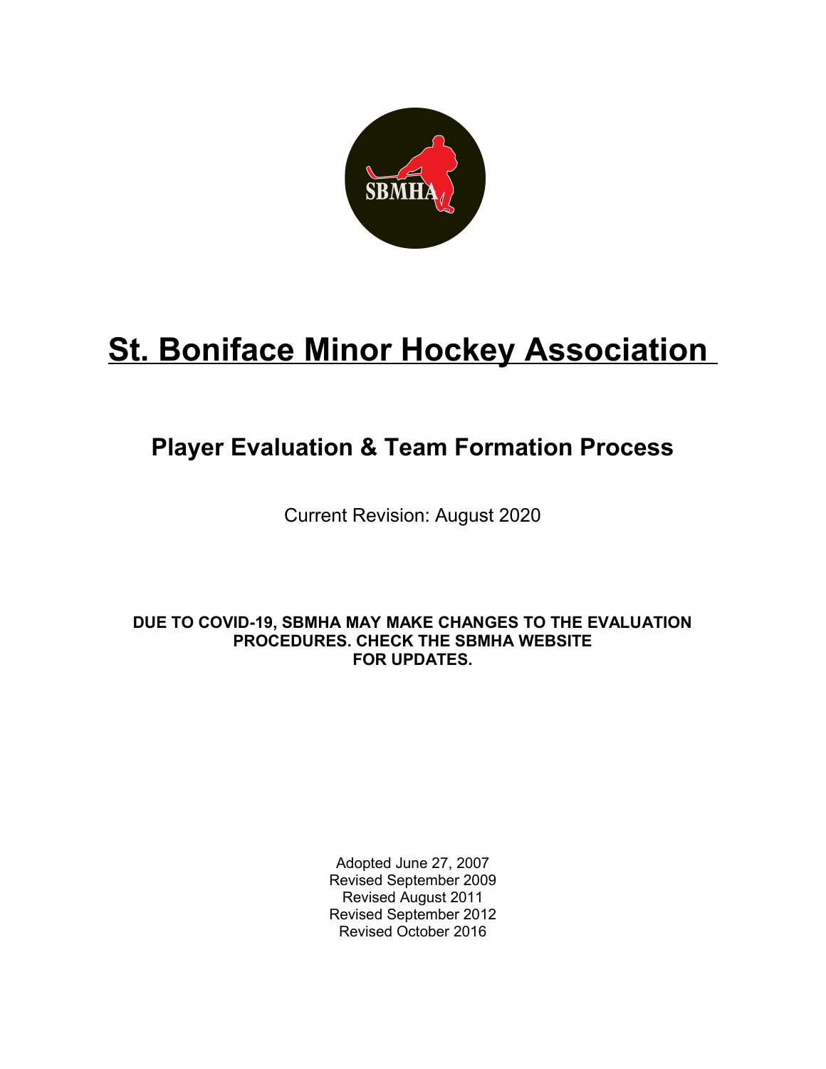# St. Boniface Minor Hockey Association

## Player Evaluation & Team Formation Process

Current Revision: August 2020

**DUE TO COVID-19, SBMHA MAY MAKE CHANGES TO THE EVALUATION PROCEDURES. CHECK THE SBMHA WEBSITE FOR UPDATES.**

Adopted June 27, 2007
Revised September 2009
Revised August 2011
Revised September 2012
Revised October 2016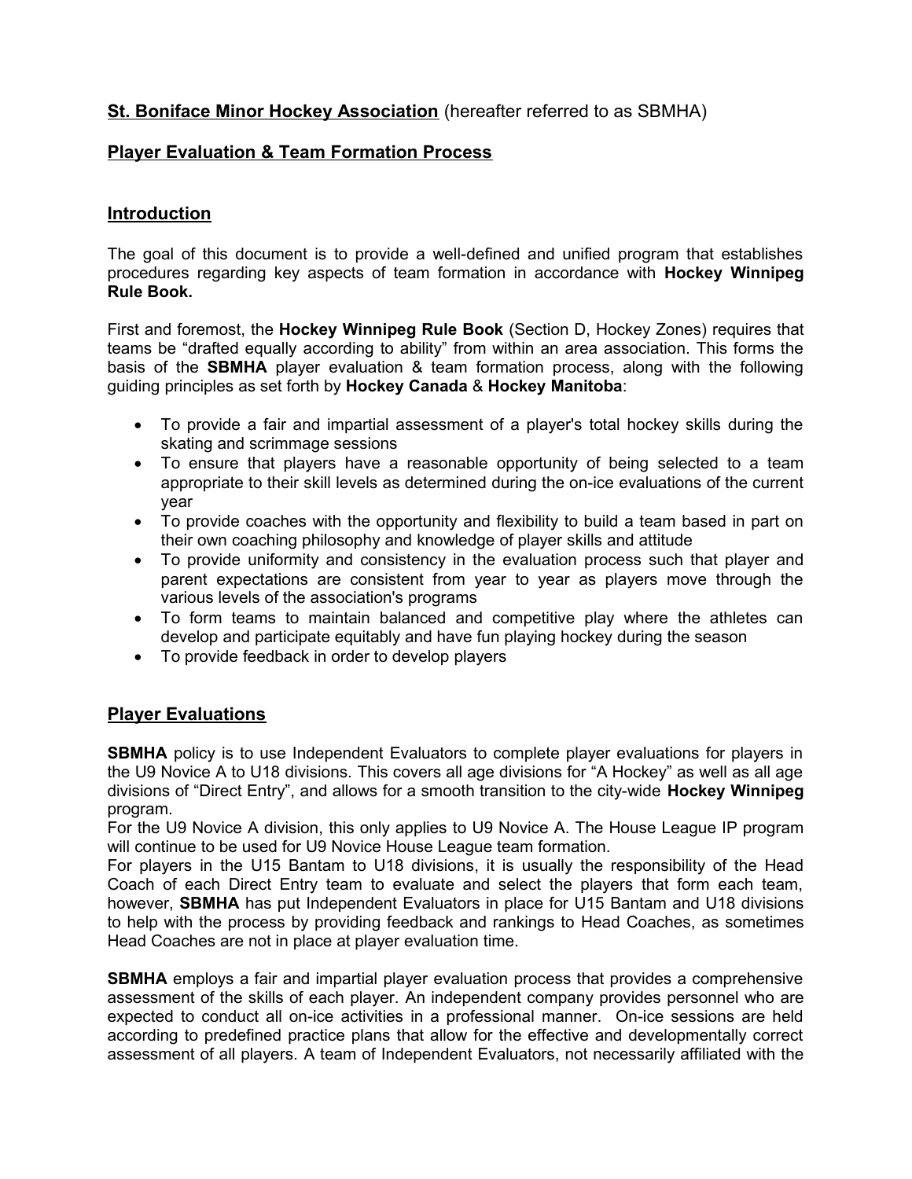**St. Boniface Minor Hockey Association** (hereafter referred to as SBMHA)

## Player Evaluation & Team Formation Process

## Introduction

The goal of this document is to provide a well-defined and unified program that establishes procedures regarding key aspects of team formation in accordance with **Hockey Winnipeg Rule Book.**

First and foremost, the **Hockey Winnipeg Rule Book** (Section D, Hockey Zones) requires that teams be "drafted equally according to ability" from within an area association. This forms the basis of the **SBMHA** player evaluation & team formation process, along with the following guiding principles as set forth by **Hockey Canada** & **Hockey Manitoba**:

- To provide a fair and impartial assessment of a player's total hockey skills during the skating and scrimmage sessions
- To ensure that players have a reasonable opportunity of being selected to a team appropriate to their skill levels as determined during the on-ice evaluations of the current year
- To provide coaches with the opportunity and flexibility to build a team based in part on their own coaching philosophy and knowledge of player skills and attitude
- To provide uniformity and consistency in the evaluation process such that player and parent expectations are consistent from year to year as players move through the various levels of the association's programs
- To form teams to maintain balanced and competitive play where the athletes can develop and participate equitably and have fun playing hockey during the season
- To provide feedback in order to develop players

## Player Evaluations

**SBMHA** policy is to use Independent Evaluators to complete player evaluations for players in the U9 Novice A to U18 divisions. This covers all age divisions for "A Hockey" as well as all age divisions of "Direct Entry", and allows for a smooth transition to the city-wide **Hockey Winnipeg** program.
For the U9 Novice A division, this only applies to U9 Novice A. The House League IP program will continue to be used for U9 Novice House League team formation.
For players in the U15 Bantam to U18 divisions, it is usually the responsibility of the Head Coach of each Direct Entry team to evaluate and select the players that form each team, however, **SBMHA** has put Independent Evaluators in place for U15 Bantam and U18 divisions to help with the process by providing feedback and rankings to Head Coaches, as sometimes Head Coaches are not in place at player evaluation time.

**SBMHA** employs a fair and impartial player evaluation process that provides a comprehensive assessment of the skills of each player. An independent company provides personnel who are expected to conduct all on-ice activities in a professional manner. On-ice sessions are held according to predefined practice plans that allow for the effective and developmentally correct assessment of all players. A team of Independent Evaluators, not necessarily affiliated with the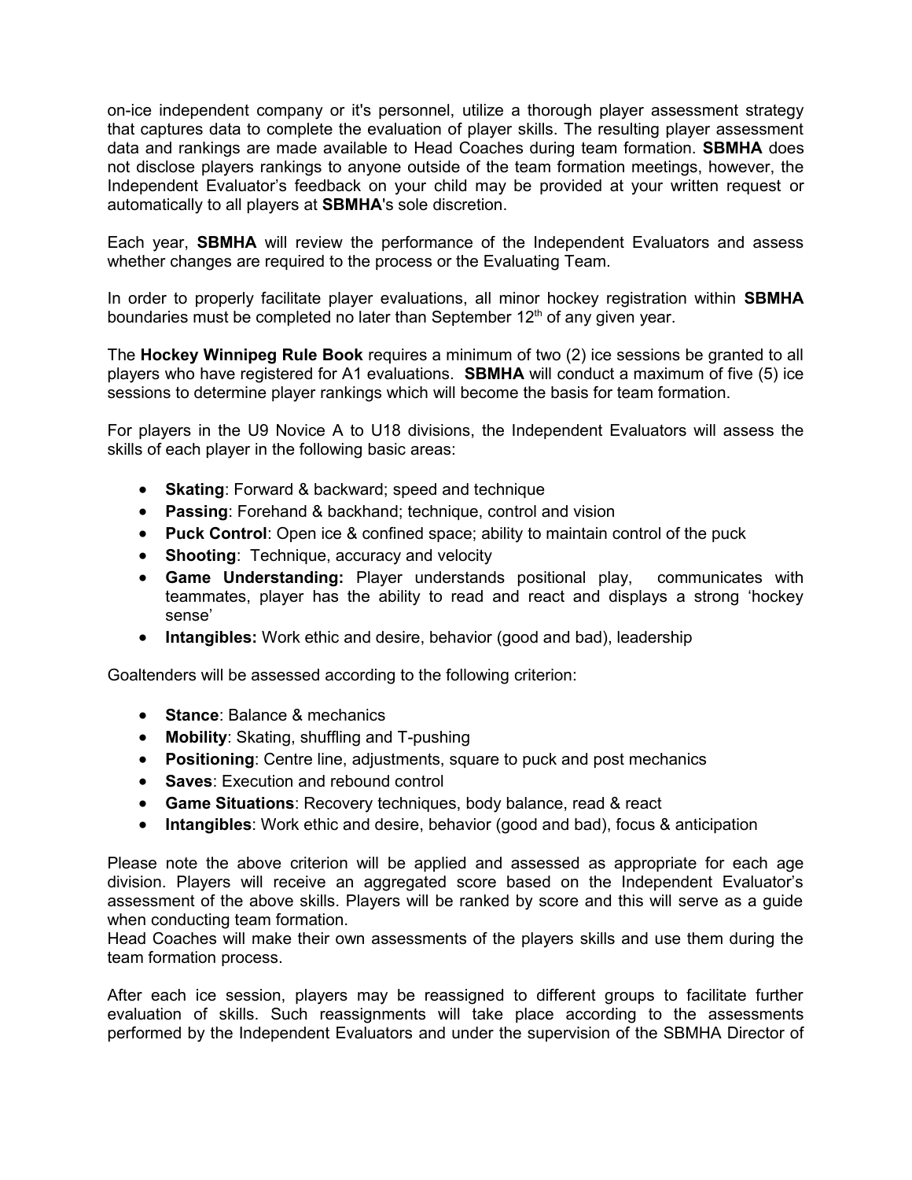on-ice independent company or it's personnel, utilize a thorough player assessment strategy that captures data to complete the evaluation of player skills. The resulting player assessment data and rankings are made available to Head Coaches during team formation. **SBMHA** does not disclose players rankings to anyone outside of the team formation meetings, however, the Independent Evaluator's feedback on your child may be provided at your written request or automatically to all players at **SBMHA**'s sole discretion.

Each year, **SBMHA** will review the performance of the Independent Evaluators and assess whether changes are required to the process or the Evaluating Team.

In order to properly facilitate player evaluations, all minor hockey registration within **SBMHA** boundaries must be completed no later than September 12th of any given year.

The **Hockey Winnipeg Rule Book** requires a minimum of two (2) ice sessions be granted to all players who have registered for A1 evaluations. **SBMHA** will conduct a maximum of five (5) ice sessions to determine player rankings which will become the basis for team formation.

For players in the U9 Novice A to U18 divisions, the Independent Evaluators will assess the skills of each player in the following basic areas:

- **Skating**: Forward & backward; speed and technique
- **Passing**: Forehand & backhand; technique, control and vision
- **Puck Control**: Open ice & confined space; ability to maintain control of the puck
- **Shooting**: Technique, accuracy and velocity
- **Game Understanding:** Player understands positional play, communicates with teammates, player has the ability to read and react and displays a strong 'hockey sense'
- **Intangibles:** Work ethic and desire, behavior (good and bad), leadership

Goaltenders will be assessed according to the following criterion:

- **Stance**: Balance & mechanics
- **Mobility**: Skating, shuffling and T-pushing
- **Positioning**: Centre line, adjustments, square to puck and post mechanics
- **Saves**: Execution and rebound control
- **Game Situations**: Recovery techniques, body balance, read & react
- **Intangibles**: Work ethic and desire, behavior (good and bad), focus & anticipation

Please note the above criterion will be applied and assessed as appropriate for each age division. Players will receive an aggregated score based on the Independent Evaluator's assessment of the above skills. Players will be ranked by score and this will serve as a guide when conducting team formation.
Head Coaches will make their own assessments of the players skills and use them during the team formation process.

After each ice session, players may be reassigned to different groups to facilitate further evaluation of skills. Such reassignments will take place according to the assessments performed by the Independent Evaluators and under the supervision of the SBMHA Director of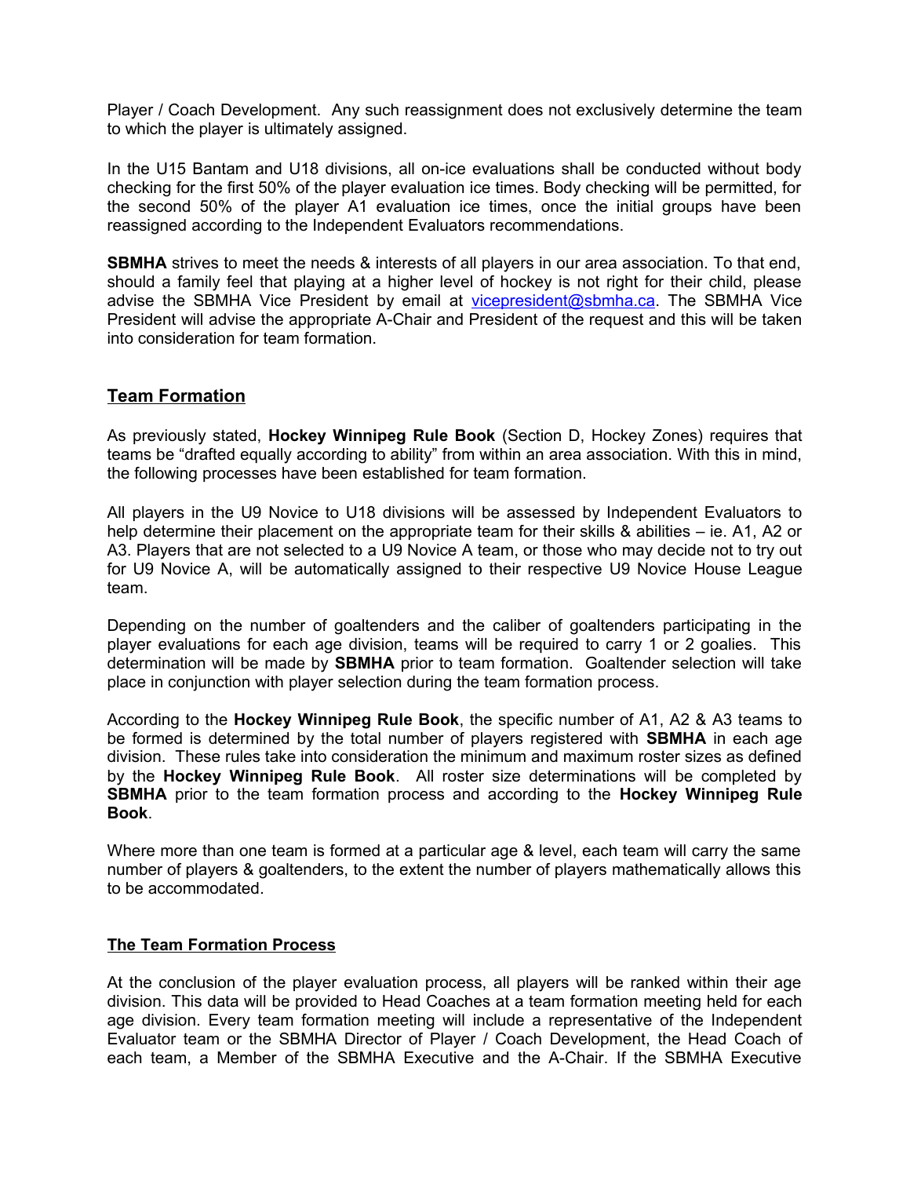Player / Coach Development. Any such reassignment does not exclusively determine the team to which the player is ultimately assigned.

In the U15 Bantam and U18 divisions, all on-ice evaluations shall be conducted without body checking for the first 50% of the player evaluation ice times. Body checking will be permitted, for the second 50% of the player A1 evaluation ice times, once the initial groups have been reassigned according to the Independent Evaluators recommendations.

**SBMHA** strives to meet the needs & interests of all players in our area association. To that end, should a family feel that playing at a higher level of hockey is not right for their child, please advise the SBMHA Vice President by email at vicepresident@sbmha.ca. The SBMHA Vice President will advise the appropriate A-Chair and President of the request and this will be taken into consideration for team formation.

## Team Formation

As previously stated, **Hockey Winnipeg Rule Book** (Section D, Hockey Zones) requires that teams be "drafted equally according to ability" from within an area association. With this in mind, the following processes have been established for team formation.

All players in the U9 Novice to U18 divisions will be assessed by Independent Evaluators to help determine their placement on the appropriate team for their skills & abilities – ie. A1, A2 or A3. Players that are not selected to a U9 Novice A team, or those who may decide not to try out for U9 Novice A, will be automatically assigned to their respective U9 Novice House League team.

Depending on the number of goaltenders and the caliber of goaltenders participating in the player evaluations for each age division, teams will be required to carry 1 or 2 goalies. This determination will be made by **SBMHA** prior to team formation. Goaltender selection will take place in conjunction with player selection during the team formation process.

According to the **Hockey Winnipeg Rule Book**, the specific number of A1, A2 & A3 teams to be formed is determined by the total number of players registered with **SBMHA** in each age division. These rules take into consideration the minimum and maximum roster sizes as defined by the **Hockey Winnipeg Rule Book**. All roster size determinations will be completed by **SBMHA** prior to the team formation process and according to the **Hockey Winnipeg Rule Book**.

Where more than one team is formed at a particular age & level, each team will carry the same number of players & goaltenders, to the extent the number of players mathematically allows this to be accommodated.

### The Team Formation Process

At the conclusion of the player evaluation process, all players will be ranked within their age division. This data will be provided to Head Coaches at a team formation meeting held for each age division. Every team formation meeting will include a representative of the Independent Evaluator team or the SBMHA Director of Player / Coach Development, the Head Coach of each team, a Member of the SBMHA Executive and the A-Chair. If the SBMHA Executive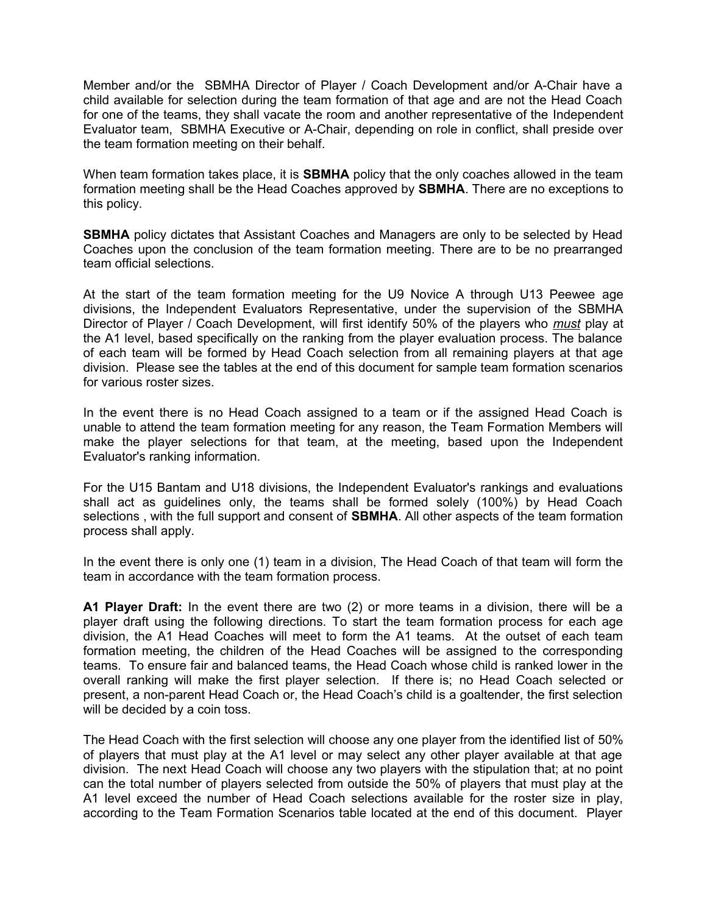Member and/or the SBMHA Director of Player / Coach Development and/or A-Chair have a child available for selection during the team formation of that age and are not the Head Coach for one of the teams, they shall vacate the room and another representative of the Independent Evaluator team, SBMHA Executive or A-Chair, depending on role in conflict, shall preside over the team formation meeting on their behalf.

When team formation takes place, it is **SBMHA** policy that the only coaches allowed in the team formation meeting shall be the Head Coaches approved by **SBMHA**. There are no exceptions to this policy.

**SBMHA** policy dictates that Assistant Coaches and Managers are only to be selected by Head Coaches upon the conclusion of the team formation meeting. There are to be no prearranged team official selections.

At the start of the team formation meeting for the U9 Novice A through U13 Peewee age divisions, the Independent Evaluators Representative, under the supervision of the SBMHA Director of Player / Coach Development, will first identify 50% of the players who *must* play at the A1 level, based specifically on the ranking from the player evaluation process. The balance of each team will be formed by Head Coach selection from all remaining players at that age division. Please see the tables at the end of this document for sample team formation scenarios for various roster sizes.

In the event there is no Head Coach assigned to a team or if the assigned Head Coach is unable to attend the team formation meeting for any reason, the Team Formation Members will make the player selections for that team, at the meeting, based upon the Independent Evaluator's ranking information.

For the U15 Bantam and U18 divisions, the Independent Evaluator's rankings and evaluations shall act as guidelines only, the teams shall be formed solely (100%) by Head Coach selections , with the full support and consent of **SBMHA**. All other aspects of the team formation process shall apply.

In the event there is only one (1) team in a division, The Head Coach of that team will form the team in accordance with the team formation process.

**A1 Player Draft:** In the event there are two (2) or more teams in a division, there will be a player draft using the following directions. To start the team formation process for each age division, the A1 Head Coaches will meet to form the A1 teams. At the outset of each team formation meeting, the children of the Head Coaches will be assigned to the corresponding teams. To ensure fair and balanced teams, the Head Coach whose child is ranked lower in the overall ranking will make the first player selection. If there is; no Head Coach selected or present, a non-parent Head Coach or, the Head Coach's child is a goaltender, the first selection will be decided by a coin toss.

The Head Coach with the first selection will choose any one player from the identified list of 50% of players that must play at the A1 level or may select any other player available at that age division. The next Head Coach will choose any two players with the stipulation that; at no point can the total number of players selected from outside the 50% of players that must play at the A1 level exceed the number of Head Coach selections available for the roster size in play, according to the Team Formation Scenarios table located at the end of this document. Player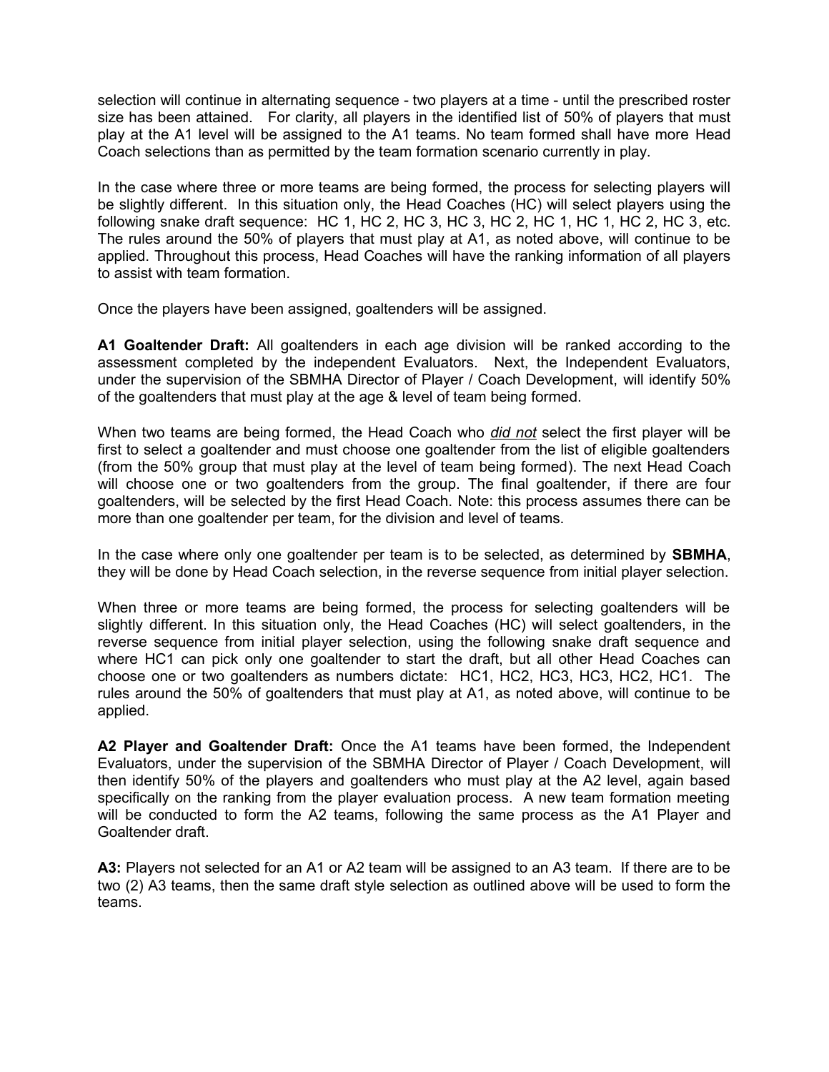selection will continue in alternating sequence - two players at a time - until the prescribed roster size has been attained. For clarity, all players in the identified list of 50% of players that must play at the A1 level will be assigned to the A1 teams. No team formed shall have more Head Coach selections than as permitted by the team formation scenario currently in play.

In the case where three or more teams are being formed, the process for selecting players will be slightly different. In this situation only, the Head Coaches (HC) will select players using the following snake draft sequence: HC 1, HC 2, HC 3, HC 3, HC 2, HC 1, HC 1, HC 2, HC 3, etc. The rules around the 50% of players that must play at A1, as noted above, will continue to be applied. Throughout this process, Head Coaches will have the ranking information of all players to assist with team formation.

Once the players have been assigned, goaltenders will be assigned.

**A1 Goaltender Draft:** All goaltenders in each age division will be ranked according to the assessment completed by the independent Evaluators. Next, the Independent Evaluators, under the supervision of the SBMHA Director of Player / Coach Development, will identify 50% of the goaltenders that must play at the age & level of team being formed.

When two teams are being formed, the Head Coach who ***did not*** select the first player will be first to select a goaltender and must choose one goaltender from the list of eligible goaltenders (from the 50% group that must play at the level of team being formed). The next Head Coach will choose one or two goaltenders from the group. The final goaltender, if there are four goaltenders, will be selected by the first Head Coach. Note: this process assumes there can be more than one goaltender per team, for the division and level of teams.

In the case where only one goaltender per team is to be selected, as determined by **SBMHA**, they will be done by Head Coach selection, in the reverse sequence from initial player selection.

When three or more teams are being formed, the process for selecting goaltenders will be slightly different. In this situation only, the Head Coaches (HC) will select goaltenders, in the reverse sequence from initial player selection, using the following snake draft sequence and where HC1 can pick only one goaltender to start the draft, but all other Head Coaches can choose one or two goaltenders as numbers dictate: HC1, HC2, HC3, HC3, HC2, HC1. The rules around the 50% of goaltenders that must play at A1, as noted above, will continue to be applied.

**A2 Player and Goaltender Draft:** Once the A1 teams have been formed, the Independent Evaluators, under the supervision of the SBMHA Director of Player / Coach Development, will then identify 50% of the players and goaltenders who must play at the A2 level, again based specifically on the ranking from the player evaluation process. A new team formation meeting will be conducted to form the A2 teams, following the same process as the A1 Player and Goaltender draft.

**A3:** Players not selected for an A1 or A2 team will be assigned to an A3 team. If there are to be two (2) A3 teams, then the same draft style selection as outlined above will be used to form the teams.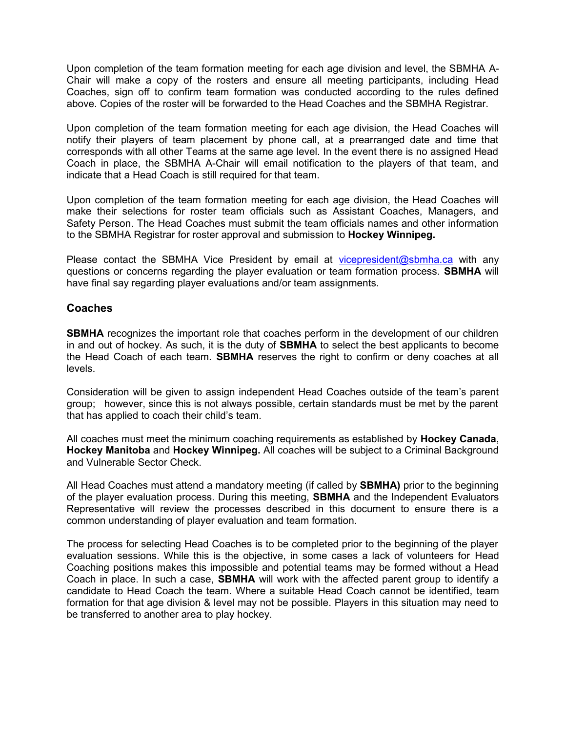Upon completion of the team formation meeting for each age division and level, the SBMHA A-Chair will make a copy of the rosters and ensure all meeting participants, including Head Coaches, sign off to confirm team formation was conducted according to the rules defined above. Copies of the roster will be forwarded to the Head Coaches and the SBMHA Registrar.

Upon completion of the team formation meeting for each age division, the Head Coaches will notify their players of team placement by phone call, at a prearranged date and time that corresponds with all other Teams at the same age level. In the event there is no assigned Head Coach in place, the SBMHA A-Chair will email notification to the players of that team, and indicate that a Head Coach is still required for that team.

Upon completion of the team formation meeting for each age division, the Head Coaches will make their selections for roster team officials such as Assistant Coaches, Managers, and Safety Person. The Head Coaches must submit the team officials names and other information to the SBMHA Registrar for roster approval and submission to **Hockey Winnipeg.**

Please contact the SBMHA Vice President by email at vicepresident@sbmha.ca with any questions or concerns regarding the player evaluation or team formation process. **SBMHA** will have final say regarding player evaluations and/or team assignments.

## Coaches

**SBMHA** recognizes the important role that coaches perform in the development of our children in and out of hockey. As such, it is the duty of **SBMHA** to select the best applicants to become the Head Coach of each team. **SBMHA** reserves the right to confirm or deny coaches at all levels.

Consideration will be given to assign independent Head Coaches outside of the team's parent group; however, since this is not always possible, certain standards must be met by the parent that has applied to coach their child's team.

All coaches must meet the minimum coaching requirements as established by **Hockey Canada**, **Hockey Manitoba** and **Hockey Winnipeg.** All coaches will be subject to a Criminal Background and Vulnerable Sector Check.

All Head Coaches must attend a mandatory meeting (if called by **SBMHA)** prior to the beginning of the player evaluation process. During this meeting, **SBMHA** and the Independent Evaluators Representative will review the processes described in this document to ensure there is a common understanding of player evaluation and team formation.

The process for selecting Head Coaches is to be completed prior to the beginning of the player evaluation sessions. While this is the objective, in some cases a lack of volunteers for Head Coaching positions makes this impossible and potential teams may be formed without a Head Coach in place. In such a case, **SBMHA** will work with the affected parent group to identify a candidate to Head Coach the team. Where a suitable Head Coach cannot be identified, team formation for that age division & level may not be possible. Players in this situation may need to be transferred to another area to play hockey.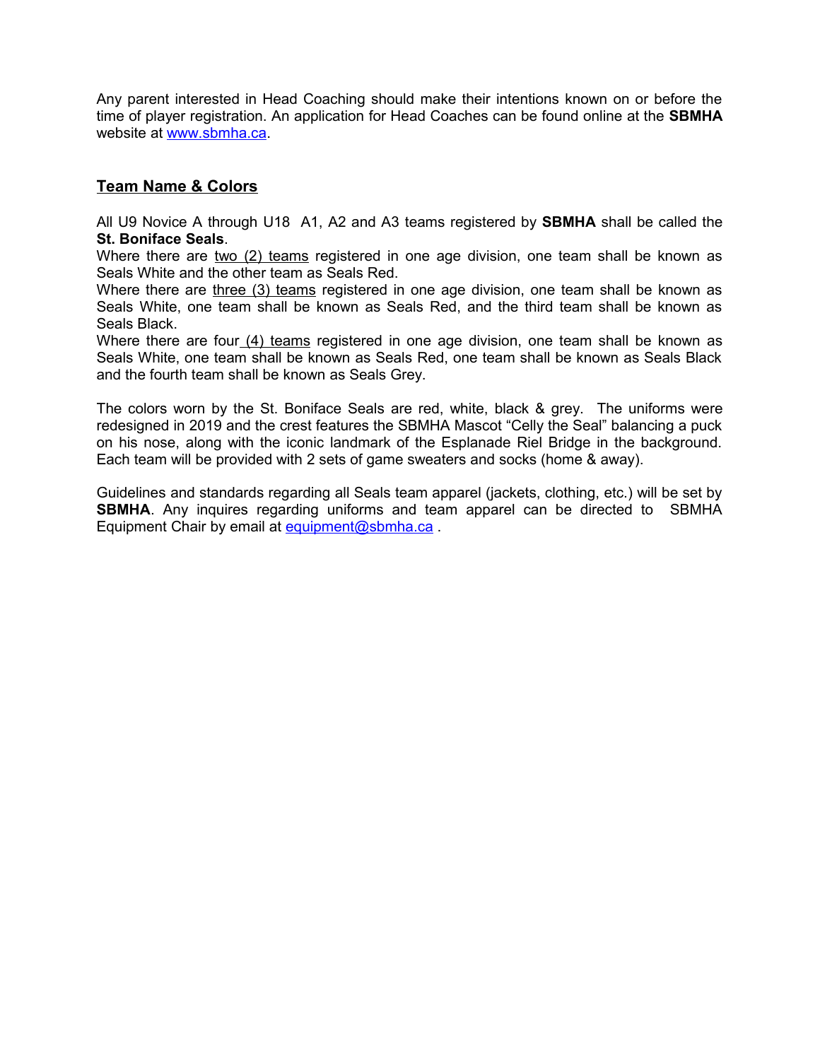Any parent interested in Head Coaching should make their intentions known on or before the time of player registration. An application for Head Coaches can be found online at the **SBMHA** website at www.sbmha.ca.

## Team Name & Colors

All U9 Novice A through U18 A1, A2 and A3 teams registered by **SBMHA** shall be called the **St. Boniface Seals**.
Where there are two (2) teams registered in one age division, one team shall be known as Seals White and the other team as Seals Red.
Where there are three (3) teams registered in one age division, one team shall be known as Seals White, one team shall be known as Seals Red, and the third team shall be known as Seals Black.
Where there are four (4) teams registered in one age division, one team shall be known as Seals White, one team shall be known as Seals Red, one team shall be known as Seals Black and the fourth team shall be known as Seals Grey.

The colors worn by the St. Boniface Seals are red, white, black & grey. The uniforms were redesigned in 2019 and the crest features the SBMHA Mascot "Celly the Seal" balancing a puck on his nose, along with the iconic landmark of the Esplanade Riel Bridge in the background. Each team will be provided with 2 sets of game sweaters and socks (home & away).

Guidelines and standards regarding all Seals team apparel (jackets, clothing, etc.) will be set by **SBMHA**. Any inquires regarding uniforms and team apparel can be directed to SBMHA Equipment Chair by email at equipment@sbmha.ca .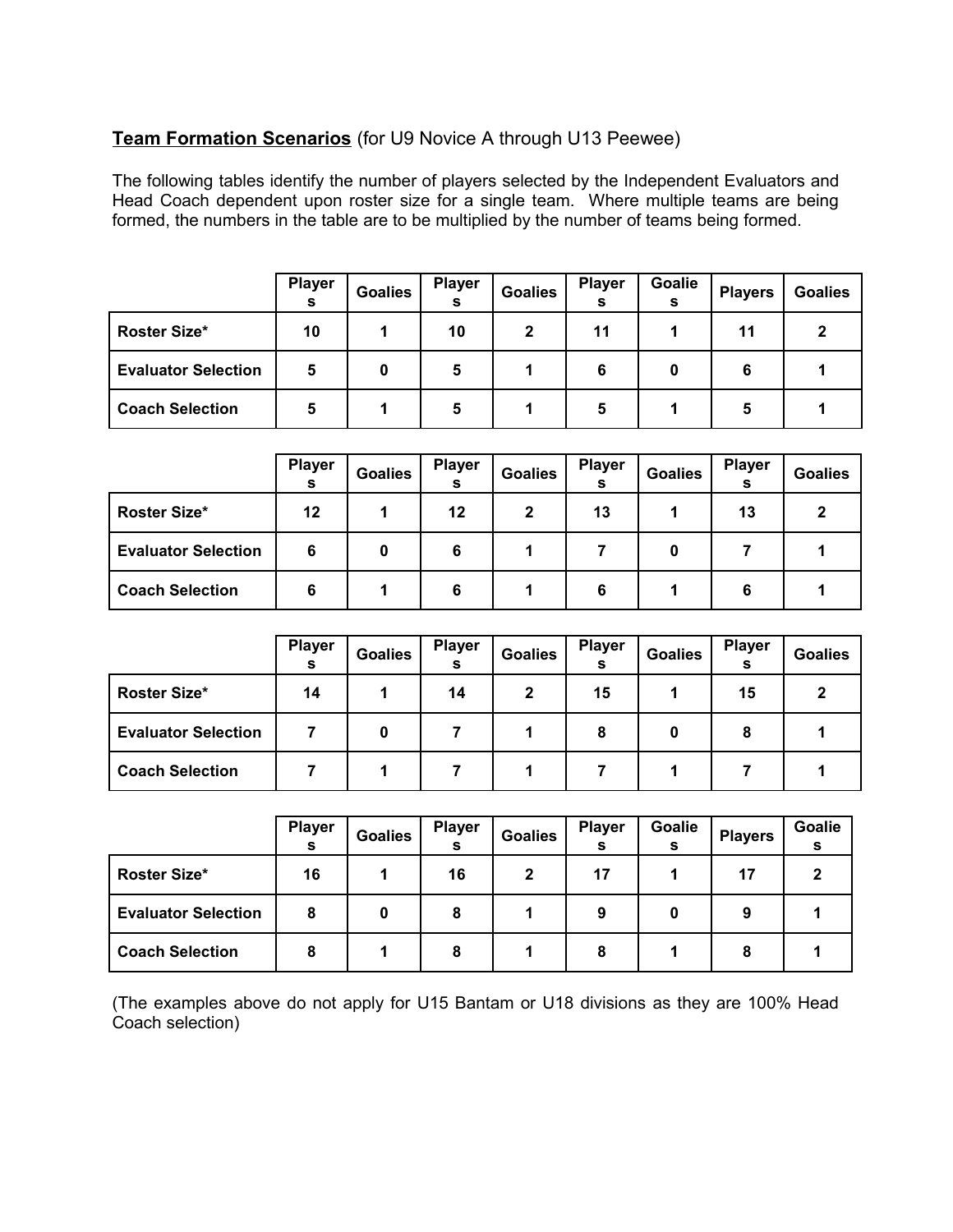**<u>Team Formation Scenarios</u>** (for U9 Novice A through U13 Peewee)

The following tables identify the number of players selected by the Independent Evaluators and Head Coach dependent upon roster size for a single team. Where multiple teams are being formed, the numbers in the table are to be multiplied by the number of teams being formed.

| | Players | Goalies | Players | Goalies | Players | Goalies | Players | Goalies |
|---|---|---|---|---|---|---|---|---|
| **Roster Size*** | 10 | 1 | 10 | 2 | 11 | 1 | 11 | 2 |
| **Evaluator Selection** | 5 | 0 | 5 | 1 | 6 | 0 | 6 | 1 |
| **Coach Selection** | 5 | 1 | 5 | 1 | 5 | 1 | 5 | 1 |

| | Players | Goalies | Players | Goalies | Players | Goalies | Players | Goalies |
|---|---|---|---|---|---|---|---|---|
| **Roster Size*** | 12 | 1 | 12 | 2 | 13 | 1 | 13 | 2 |
| **Evaluator Selection** | 6 | 0 | 6 | 1 | 7 | 0 | 7 | 1 |
| **Coach Selection** | 6 | 1 | 6 | 1 | 6 | 1 | 6 | 1 |

| | Players | Goalies | Players | Goalies | Players | Goalies | Players | Goalies |
|---|---|---|---|---|---|---|---|---|
| **Roster Size*** | 14 | 1 | 14 | 2 | 15 | 1 | 15 | 2 |
| **Evaluator Selection** | 7 | 0 | 7 | 1 | 8 | 0 | 8 | 1 |
| **Coach Selection** | 7 | 1 | 7 | 1 | 7 | 1 | 7 | 1 |

| | Players | Goalies | Players | Goalies | Players | Goalies | Players | Goalies |
|---|---|---|---|---|---|---|---|---|
| **Roster Size*** | 16 | 1 | 16 | 2 | 17 | 1 | 17 | 2 |
| **Evaluator Selection** | 8 | 0 | 8 | 1 | 9 | 0 | 9 | 1 |
| **Coach Selection** | 8 | 1 | 8 | 1 | 8 | 1 | 8 | 1 |

(The examples above do not apply for U15 Bantam or U18 divisions as they are 100% Head Coach selection)